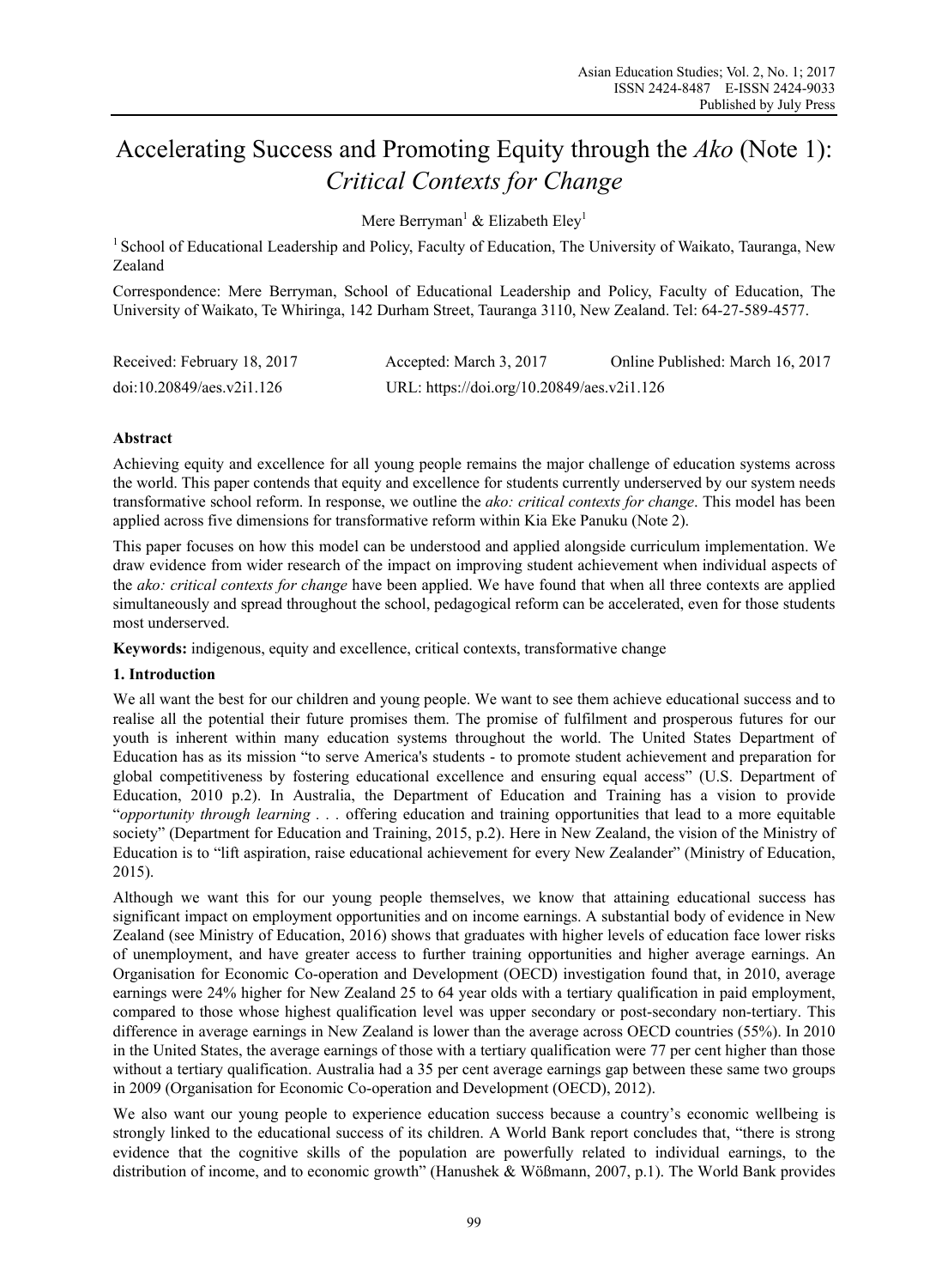# Accelerating Success and Promoting Equity through the *Ako* (Note 1): *Critical Contexts for Change*

Mere Berryman[1] & Elizabeth Eley[1]

[1] School of Educational Leadership and Policy, Faculty of Education, The University of Waikato, Tauranga, New Zealand

Correspondence: Mere Berryman, School of Educational Leadership and Policy, Faculty of Education, The University of Waikato, Te Whiringa, 142 Durham Street, Tauranga 3110, New Zealand. Tel: 64-27-589-4577.

| Received: February 18, 2017 | Accepted: March 3, 2017 | Online Published: March 16, 2017 |
|---|---|---|
| doi:10.20849/aes.v2i1.126 | URL: https://doi.org/10.20849/aes.v2i1.126 | |

**Abstract**

Achieving equity and excellence for all young people remains the major challenge of education systems across the world. This paper contends that equity and excellence for students currently underserved by our system needs transformative school reform. In response, we outline the *ako: critical contexts for change*. This model has been applied across five dimensions for transformative reform within Kia Eke Panuku (Note 2).

This paper focuses on how this model can be understood and applied alongside curriculum implementation. We draw evidence from wider research of the impact on improving student achievement when individual aspects of the *ako: critical contexts for change* have been applied. We have found that when all three contexts are applied simultaneously and spread throughout the school, pedagogical reform can be accelerated, even for those students most underserved.

**Keywords:** indigenous, equity and excellence, critical contexts, transformative change

## 1. Introduction

We all want the best for our children and young people. We want to see them achieve educational success and to realise all the potential their future promises them. The promise of fulfilment and prosperous futures for our youth is inherent within many education systems throughout the world. The United States Department of Education has as its mission "to serve America's students - to promote student achievement and preparation for global competitiveness by fostering educational excellence and ensuring equal access" (U.S. Department of Education, 2010 p.2). In Australia, the Department of Education and Training has a vision to provide "*opportunity through learning . . .* offering education and training opportunities that lead to a more equitable society" (Department for Education and Training, 2015, p.2). Here in New Zealand, the vision of the Ministry of Education is to "lift aspiration, raise educational achievement for every New Zealander" (Ministry of Education, 2015).

Although we want this for our young people themselves, we know that attaining educational success has significant impact on employment opportunities and on income earnings. A substantial body of evidence in New Zealand (see Ministry of Education, 2016) shows that graduates with higher levels of education face lower risks of unemployment, and have greater access to further training opportunities and higher average earnings. An Organisation for Economic Co-operation and Development (OECD) investigation found that, in 2010, average earnings were 24% higher for New Zealand 25 to 64 year olds with a tertiary qualification in paid employment, compared to those whose highest qualification level was upper secondary or post-secondary non-tertiary. This difference in average earnings in New Zealand is lower than the average across OECD countries (55%). In 2010 in the United States, the average earnings of those with a tertiary qualification were 77 per cent higher than those without a tertiary qualification. Australia had a 35 per cent average earnings gap between these same two groups in 2009 (Organisation for Economic Co-operation and Development (OECD), 2012).

We also want our young people to experience education success because a country's economic wellbeing is strongly linked to the educational success of its children. A World Bank report concludes that, "there is strong evidence that the cognitive skills of the population are powerfully related to individual earnings, to the distribution of income, and to economic growth" (Hanushek & Wößmann, 2007, p.1). The World Bank provides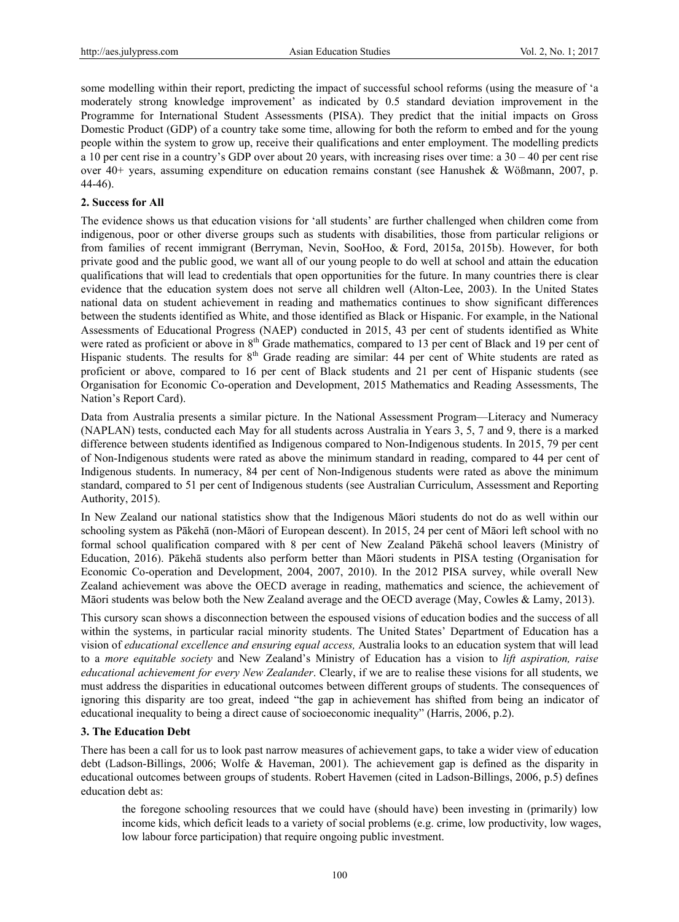some modelling within their report, predicting the impact of successful school reforms (using the measure of 'a moderately strong knowledge improvement' as indicated by 0.5 standard deviation improvement in the Programme for International Student Assessments (PISA). They predict that the initial impacts on Gross Domestic Product (GDP) of a country take some time, allowing for both the reform to embed and for the young people within the system to grow up, receive their qualifications and enter employment. The modelling predicts a 10 per cent rise in a country's GDP over about 20 years, with increasing rises over time: a 30 – 40 per cent rise over 40+ years, assuming expenditure on education remains constant (see Hanushek & Wößmann, 2007, p. 44-46).

## 2. Success for All

The evidence shows us that education visions for 'all students' are further challenged when children come from indigenous, poor or other diverse groups such as students with disabilities, those from particular religions or from families of recent immigrant (Berryman, Nevin, SooHoo, & Ford, 2015a, 2015b). However, for both private good and the public good, we want all of our young people to do well at school and attain the education qualifications that will lead to credentials that open opportunities for the future. In many countries there is clear evidence that the education system does not serve all children well (Alton-Lee, 2003). In the United States national data on student achievement in reading and mathematics continues to show significant differences between the students identified as White, and those identified as Black or Hispanic. For example, in the National Assessments of Educational Progress (NAEP) conducted in 2015, 43 per cent of students identified as White were rated as proficient or above in 8th Grade mathematics, compared to 13 per cent of Black and 19 per cent of Hispanic students. The results for 8th Grade reading are similar: 44 per cent of White students are rated as proficient or above, compared to 16 per cent of Black students and 21 per cent of Hispanic students (see Organisation for Economic Co-operation and Development, 2015 Mathematics and Reading Assessments, The Nation's Report Card).

Data from Australia presents a similar picture. In the National Assessment Program—Literacy and Numeracy (NAPLAN) tests, conducted each May for all students across Australia in Years 3, 5, 7 and 9, there is a marked difference between students identified as Indigenous compared to Non-Indigenous students. In 2015, 79 per cent of Non-Indigenous students were rated as above the minimum standard in reading, compared to 44 per cent of Indigenous students. In numeracy, 84 per cent of Non-Indigenous students were rated as above the minimum standard, compared to 51 per cent of Indigenous students (see Australian Curriculum, Assessment and Reporting Authority, 2015).

In New Zealand our national statistics show that the Indigenous Māori students do not do as well within our schooling system as Pākehā (non-Māori of European descent). In 2015, 24 per cent of Māori left school with no formal school qualification compared with 8 per cent of New Zealand Pākehā school leavers (Ministry of Education, 2016). Pākehā students also perform better than Māori students in PISA testing (Organisation for Economic Co-operation and Development, 2004, 2007, 2010). In the 2012 PISA survey, while overall New Zealand achievement was above the OECD average in reading, mathematics and science, the achievement of Māori students was below both the New Zealand average and the OECD average (May, Cowles & Lamy, 2013).

This cursory scan shows a disconnection between the espoused visions of education bodies and the success of all within the systems, in particular racial minority students. The United States' Department of Education has a vision of *educational excellence and ensuring equal access,* Australia looks to an education system that will lead to a *more equitable society* and New Zealand's Ministry of Education has a vision to *lift aspiration, raise educational achievement for every New Zealander*. Clearly, if we are to realise these visions for all students, we must address the disparities in educational outcomes between different groups of students. The consequences of ignoring this disparity are too great, indeed "the gap in achievement has shifted from being an indicator of educational inequality to being a direct cause of socioeconomic inequality" (Harris, 2006, p.2).

## 3. The Education Debt

There has been a call for us to look past narrow measures of achievement gaps, to take a wider view of education debt (Ladson-Billings, 2006; Wolfe & Haveman, 2001). The achievement gap is defined as the disparity in educational outcomes between groups of students. Robert Havemen (cited in Ladson-Billings, 2006, p.5) defines education debt as:

> the foregone schooling resources that we could have (should have) been investing in (primarily) low income kids, which deficit leads to a variety of social problems (e.g. crime, low productivity, low wages, low labour force participation) that require ongoing public investment.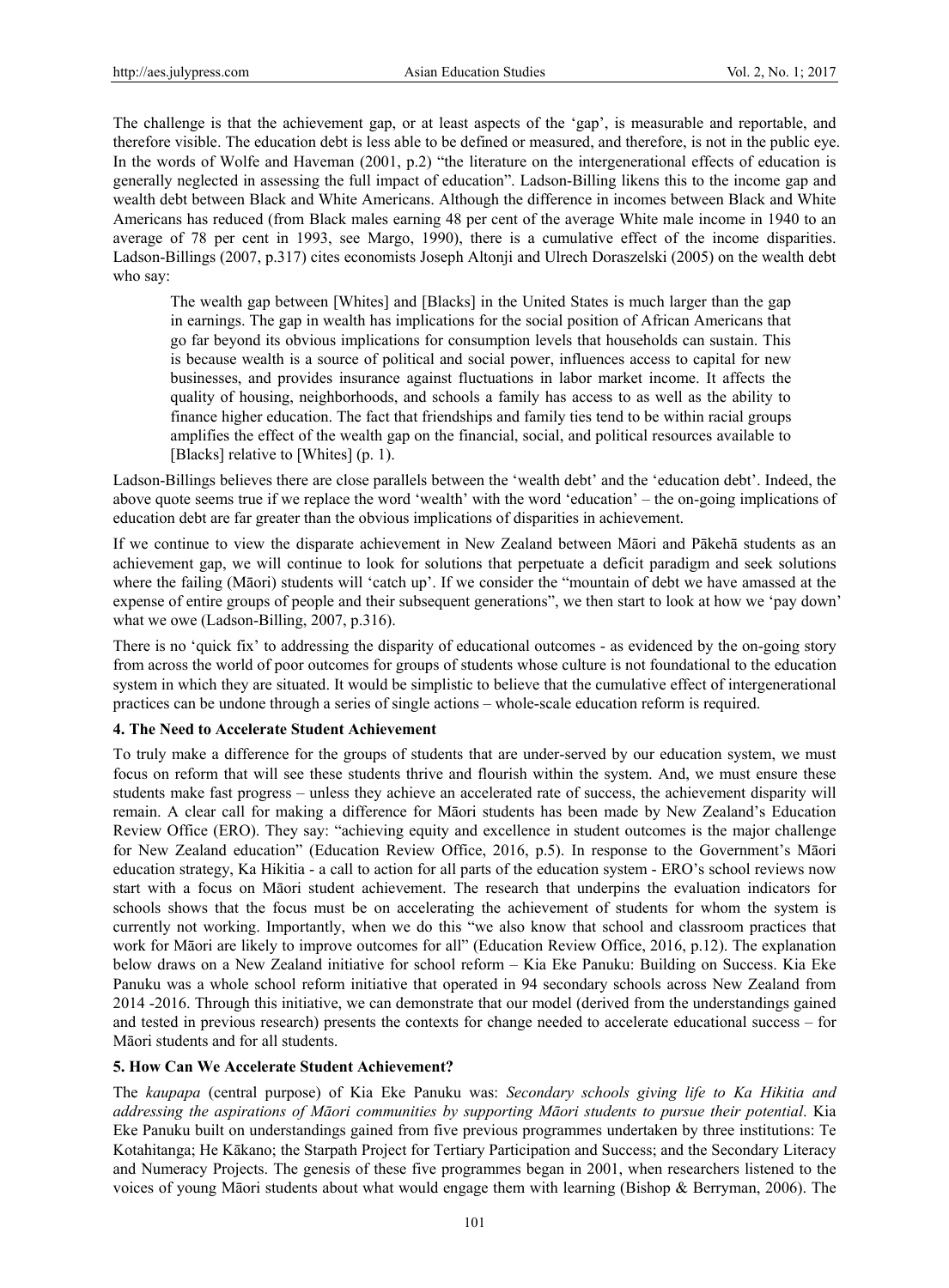The challenge is that the achievement gap, or at least aspects of the 'gap', is measurable and reportable, and therefore visible. The education debt is less able to be defined or measured, and therefore, is not in the public eye. In the words of Wolfe and Haveman (2001, p.2) "the literature on the intergenerational effects of education is generally neglected in assessing the full impact of education". Ladson-Billing likens this to the income gap and wealth debt between Black and White Americans. Although the difference in incomes between Black and White Americans has reduced (from Black males earning 48 per cent of the average White male income in 1940 to an average of 78 per cent in 1993, see Margo, 1990), there is a cumulative effect of the income disparities. Ladson-Billings (2007, p.317) cites economists Joseph Altonji and Ulrech Doraszelski (2005) on the wealth debt who say:

> The wealth gap between [Whites] and [Blacks] in the United States is much larger than the gap in earnings. The gap in wealth has implications for the social position of African Americans that go far beyond its obvious implications for consumption levels that households can sustain. This is because wealth is a source of political and social power, influences access to capital for new businesses, and provides insurance against fluctuations in labor market income. It affects the quality of housing, neighborhoods, and schools a family has access to as well as the ability to finance higher education. The fact that friendships and family ties tend to be within racial groups amplifies the effect of the wealth gap on the financial, social, and political resources available to [Blacks] relative to [Whites] (p. 1).

Ladson-Billings believes there are close parallels between the 'wealth debt' and the 'education debt'. Indeed, the above quote seems true if we replace the word 'wealth' with the word 'education' – the on-going implications of education debt are far greater than the obvious implications of disparities in achievement.

If we continue to view the disparate achievement in New Zealand between Māori and Pākehā students as an achievement gap, we will continue to look for solutions that perpetuate a deficit paradigm and seek solutions where the failing (Māori) students will 'catch up'. If we consider the "mountain of debt we have amassed at the expense of entire groups of people and their subsequent generations", we then start to look at how we 'pay down' what we owe (Ladson-Billing, 2007, p.316).

There is no 'quick fix' to addressing the disparity of educational outcomes - as evidenced by the on-going story from across the world of poor outcomes for groups of students whose culture is not foundational to the education system in which they are situated. It would be simplistic to believe that the cumulative effect of intergenerational practices can be undone through a series of single actions – whole-scale education reform is required.

## 4. The Need to Accelerate Student Achievement

To truly make a difference for the groups of students that are under-served by our education system, we must focus on reform that will see these students thrive and flourish within the system. And, we must ensure these students make fast progress – unless they achieve an accelerated rate of success, the achievement disparity will remain. A clear call for making a difference for Māori students has been made by New Zealand's Education Review Office (ERO). They say: "achieving equity and excellence in student outcomes is the major challenge for New Zealand education" (Education Review Office, 2016, p.5). In response to the Government's Māori education strategy, Ka Hikitia - a call to action for all parts of the education system - ERO's school reviews now start with a focus on Māori student achievement. The research that underpins the evaluation indicators for schools shows that the focus must be on accelerating the achievement of students for whom the system is currently not working. Importantly, when we do this "we also know that school and classroom practices that work for Māori are likely to improve outcomes for all" (Education Review Office, 2016, p.12). The explanation below draws on a New Zealand initiative for school reform – Kia Eke Panuku: Building on Success. Kia Eke Panuku was a whole school reform initiative that operated in 94 secondary schools across New Zealand from 2014 -2016. Through this initiative, we can demonstrate that our model (derived from the understandings gained and tested in previous research) presents the contexts for change needed to accelerate educational success – for Māori students and for all students.

## 5. How Can We Accelerate Student Achievement?

The *kaupapa* (central purpose) of Kia Eke Panuku was: *Secondary schools giving life to Ka Hikitia and addressing the aspirations of Māori communities by supporting Māori students to pursue their potential*. Kia Eke Panuku built on understandings gained from five previous programmes undertaken by three institutions: Te Kotahitanga; He Kākano; the Starpath Project for Tertiary Participation and Success; and the Secondary Literacy and Numeracy Projects. The genesis of these five programmes began in 2001, when researchers listened to the voices of young Māori students about what would engage them with learning (Bishop & Berryman, 2006). The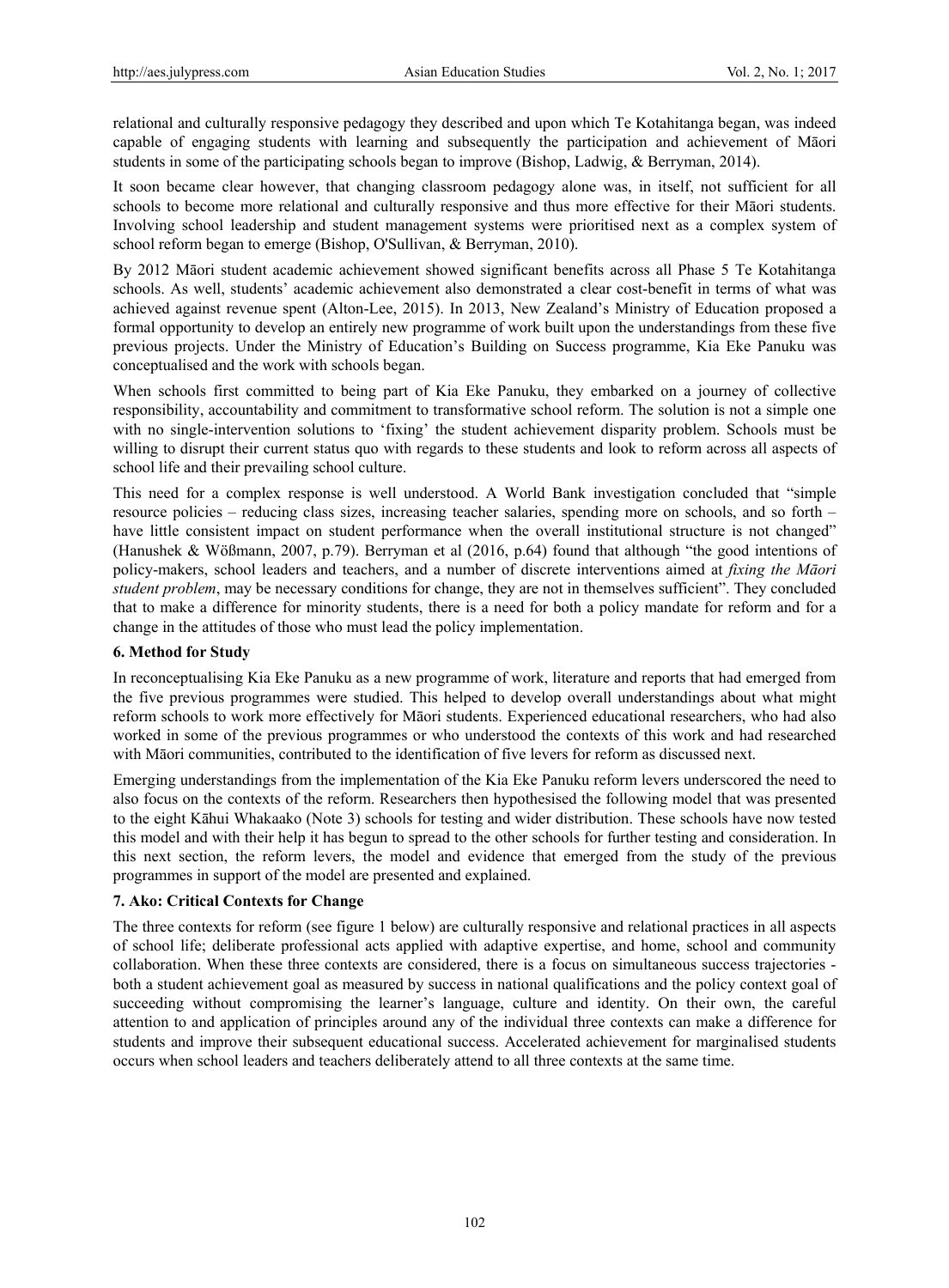relational and culturally responsive pedagogy they described and upon which Te Kotahitanga began, was indeed capable of engaging students with learning and subsequently the participation and achievement of Māori students in some of the participating schools began to improve (Bishop, Ladwig, & Berryman, 2014).

It soon became clear however, that changing classroom pedagogy alone was, in itself, not sufficient for all schools to become more relational and culturally responsive and thus more effective for their Māori students. Involving school leadership and student management systems were prioritised next as a complex system of school reform began to emerge (Bishop, O'Sullivan, & Berryman, 2010).

By 2012 Māori student academic achievement showed significant benefits across all Phase 5 Te Kotahitanga schools. As well, students' academic achievement also demonstrated a clear cost-benefit in terms of what was achieved against revenue spent (Alton-Lee, 2015). In 2013, New Zealand's Ministry of Education proposed a formal opportunity to develop an entirely new programme of work built upon the understandings from these five previous projects. Under the Ministry of Education's Building on Success programme, Kia Eke Panuku was conceptualised and the work with schools began.

When schools first committed to being part of Kia Eke Panuku, they embarked on a journey of collective responsibility, accountability and commitment to transformative school reform. The solution is not a simple one with no single-intervention solutions to 'fixing' the student achievement disparity problem. Schools must be willing to disrupt their current status quo with regards to these students and look to reform across all aspects of school life and their prevailing school culture.

This need for a complex response is well understood. A World Bank investigation concluded that "simple resource policies – reducing class sizes, increasing teacher salaries, spending more on schools, and so forth – have little consistent impact on student performance when the overall institutional structure is not changed" (Hanushek & Wößmann, 2007, p.79). Berryman et al (2016, p.64) found that although "the good intentions of policy-makers, school leaders and teachers, and a number of discrete interventions aimed at *fixing the Māori student problem*, may be necessary conditions for change, they are not in themselves sufficient". They concluded that to make a difference for minority students, there is a need for both a policy mandate for reform and for a change in the attitudes of those who must lead the policy implementation.

### 6. Method for Study

In reconceptualising Kia Eke Panuku as a new programme of work, literature and reports that had emerged from the five previous programmes were studied. This helped to develop overall understandings about what might reform schools to work more effectively for Māori students. Experienced educational researchers, who had also worked in some of the previous programmes or who understood the contexts of this work and had researched with Māori communities, contributed to the identification of five levers for reform as discussed next.

Emerging understandings from the implementation of the Kia Eke Panuku reform levers underscored the need to also focus on the contexts of the reform. Researchers then hypothesised the following model that was presented to the eight Kāhui Whakaako (Note 3) schools for testing and wider distribution. These schools have now tested this model and with their help it has begun to spread to the other schools for further testing and consideration. In this next section, the reform levers, the model and evidence that emerged from the study of the previous programmes in support of the model are presented and explained.

### 7. Ako: Critical Contexts for Change

The three contexts for reform (see figure 1 below) are culturally responsive and relational practices in all aspects of school life; deliberate professional acts applied with adaptive expertise, and home, school and community collaboration. When these three contexts are considered, there is a focus on simultaneous success trajectories - both a student achievement goal as measured by success in national qualifications and the policy context goal of succeeding without compromising the learner's language, culture and identity. On their own, the careful attention to and application of principles around any of the individual three contexts can make a difference for students and improve their subsequent educational success. Accelerated achievement for marginalised students occurs when school leaders and teachers deliberately attend to all three contexts at the same time.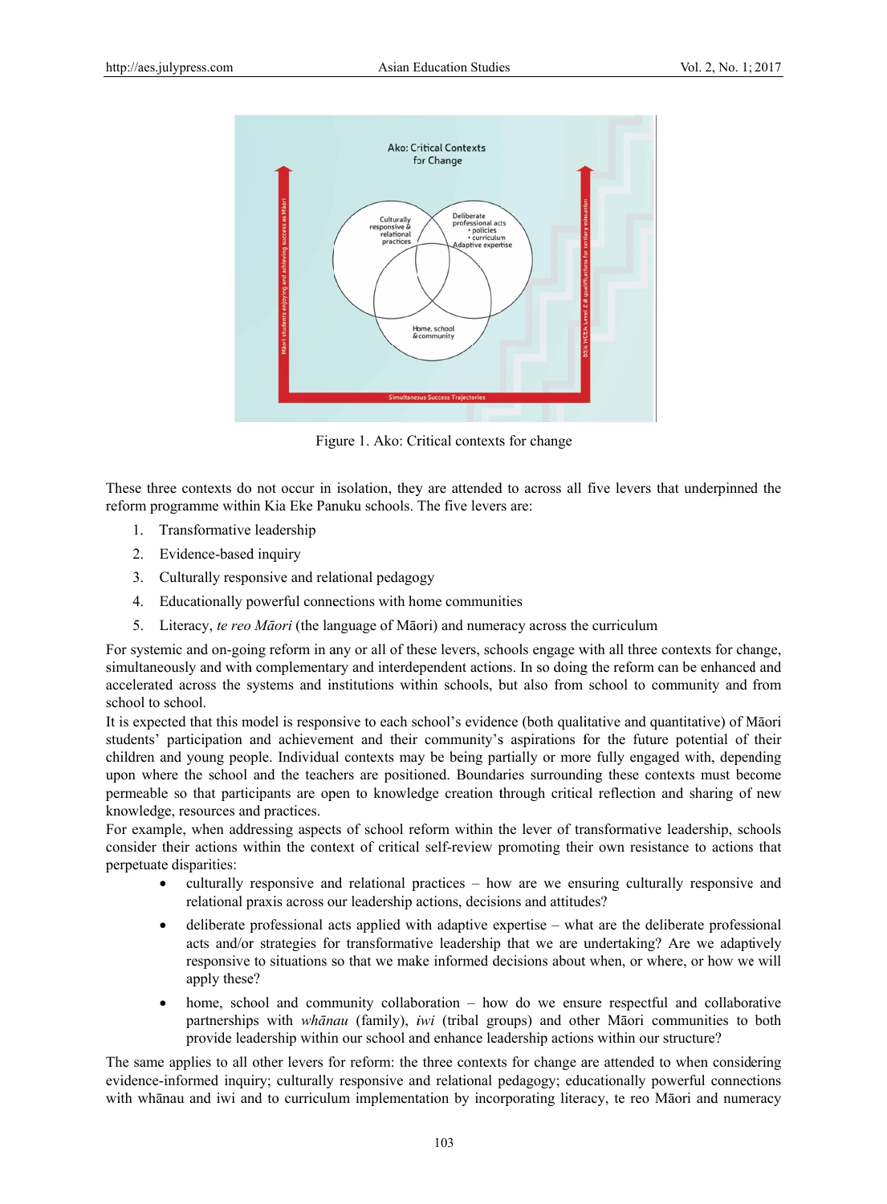Figure 1. Ako: Critical contexts for change

These three contexts do not occur in isolation, they are attended to across all five levers that underpinned the reform programme within Kia Eke Panuku schools. The five levers are:

1. Transformative leadership
2. Evidence-based inquiry
3. Culturally responsive and relational pedagogy
4. Educationally powerful connections with home communities
5. Literacy, *te reo Māori* (the language of Māori) and numeracy across the curriculum

For systemic and on-going reform in any or all of these levers, schools engage with all three contexts for change, simultaneously and with complementary and interdependent actions. In so doing the reform can be enhanced and accelerated across the systems and institutions within schools, but also from school to community and from school to school.

It is expected that this model is responsive to each school's evidence (both qualitative and quantitative) of Māori students' participation and achievement and their community's aspirations for the future potential of their children and young people. Individual contexts may be being partially or more fully engaged with, depending upon where the school and the teachers are positioned. Boundaries surrounding these contexts must become permeable so that participants are open to knowledge creation through critical reflection and sharing of new knowledge, resources and practices.

For example, when addressing aspects of school reform within the lever of transformative leadership, schools consider their actions within the context of critical self-review promoting their own resistance to actions that perpetuate disparities:

- culturally responsive and relational practices – how are we ensuring culturally responsive and relational praxis across our leadership actions, decisions and attitudes?
- deliberate professional acts applied with adaptive expertise – what are the deliberate professional acts and/or strategies for transformative leadership that we are undertaking? Are we adaptively responsive to situations so that we make informed decisions about when, or where, or how we will apply these?
- home, school and community collaboration – how do we ensure respectful and collaborative partnerships with *whānau* (family), *iwi* (tribal groups) and other Māori communities to both provide leadership within our school and enhance leadership actions within our structure?

The same applies to all other levers for reform: the three contexts for change are attended to when considering evidence-informed inquiry; culturally responsive and relational pedagogy; educationally powerful connections with whānau and iwi and to curriculum implementation by incorporating literacy, te reo Māori and numeracy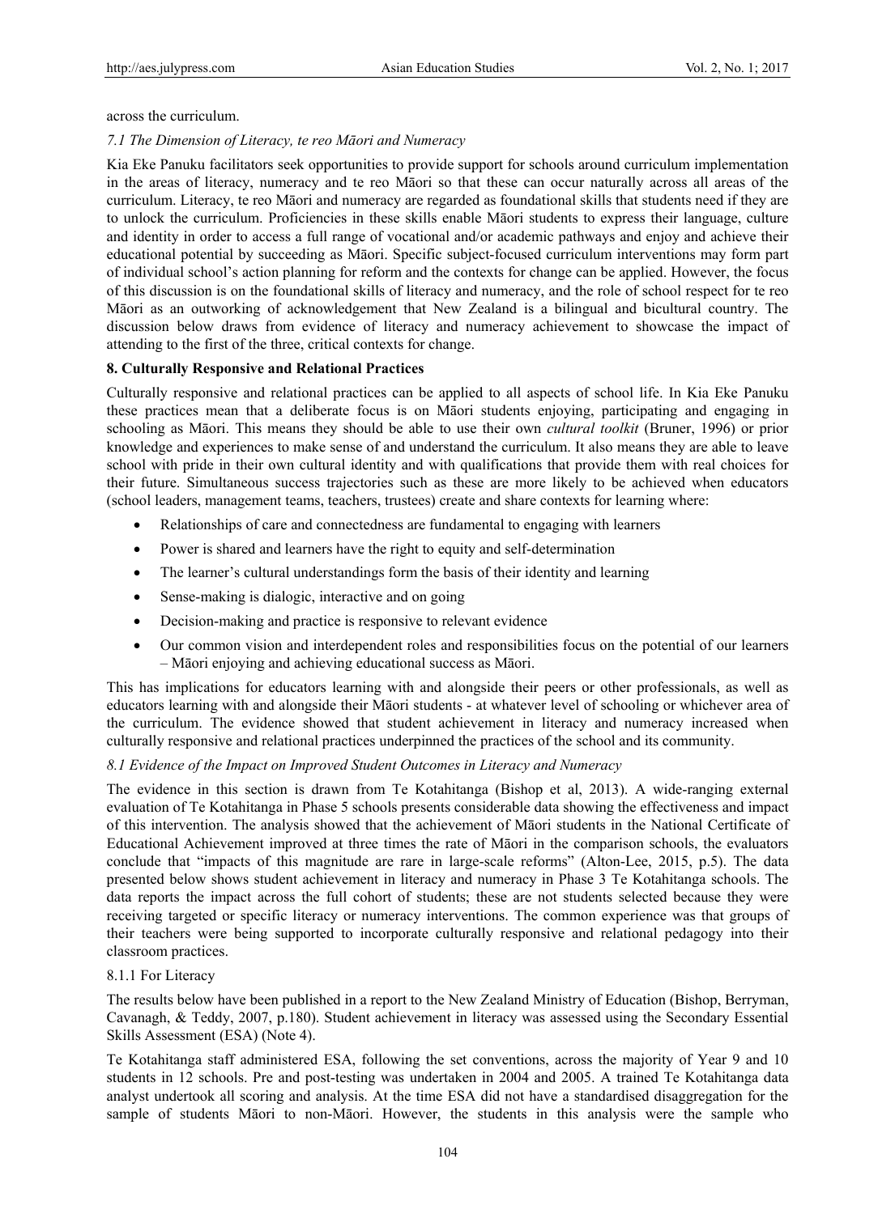across the curriculum.

### *7.1 The Dimension of Literacy, te reo Māori and Numeracy*

Kia Eke Panuku facilitators seek opportunities to provide support for schools around curriculum implementation in the areas of literacy, numeracy and te reo Māori so that these can occur naturally across all areas of the curriculum. Literacy, te reo Māori and numeracy are regarded as foundational skills that students need if they are to unlock the curriculum. Proficiencies in these skills enable Māori students to express their language, culture and identity in order to access a full range of vocational and/or academic pathways and enjoy and achieve their educational potential by succeeding as Māori. Specific subject-focused curriculum interventions may form part of individual school's action planning for reform and the contexts for change can be applied. However, the focus of this discussion is on the foundational skills of literacy and numeracy, and the role of school respect for te reo Māori as an outworking of acknowledgement that New Zealand is a bilingual and bicultural country. The discussion below draws from evidence of literacy and numeracy achievement to showcase the impact of attending to the first of the three, critical contexts for change.

## **8. Culturally Responsive and Relational Practices**

Culturally responsive and relational practices can be applied to all aspects of school life. In Kia Eke Panuku these practices mean that a deliberate focus is on Māori students enjoying, participating and engaging in schooling as Māori. This means they should be able to use their own *cultural toolkit* (Bruner, 1996) or prior knowledge and experiences to make sense of and understand the curriculum. It also means they are able to leave school with pride in their own cultural identity and with qualifications that provide them with real choices for their future. Simultaneous success trajectories such as these are more likely to be achieved when educators (school leaders, management teams, teachers, trustees) create and share contexts for learning where:

- Relationships of care and connectedness are fundamental to engaging with learners
- Power is shared and learners have the right to equity and self-determination
- The learner's cultural understandings form the basis of their identity and learning
- Sense-making is dialogic, interactive and on going
- Decision-making and practice is responsive to relevant evidence
- Our common vision and interdependent roles and responsibilities focus on the potential of our learners – Māori enjoying and achieving educational success as Māori.

This has implications for educators learning with and alongside their peers or other professionals, as well as educators learning with and alongside their Māori students - at whatever level of schooling or whichever area of the curriculum. The evidence showed that student achievement in literacy and numeracy increased when culturally responsive and relational practices underpinned the practices of the school and its community.

### *8.1 Evidence of the Impact on Improved Student Outcomes in Literacy and Numeracy*

The evidence in this section is drawn from Te Kotahitanga (Bishop et al, 2013). A wide-ranging external evaluation of Te Kotahitanga in Phase 5 schools presents considerable data showing the effectiveness and impact of this intervention. The analysis showed that the achievement of Māori students in the National Certificate of Educational Achievement improved at three times the rate of Māori in the comparison schools, the evaluators conclude that "impacts of this magnitude are rare in large-scale reforms" (Alton-Lee, 2015, p.5). The data presented below shows student achievement in literacy and numeracy in Phase 3 Te Kotahitanga schools. The data reports the impact across the full cohort of students; these are not students selected because they were receiving targeted or specific literacy or numeracy interventions. The common experience was that groups of their teachers were being supported to incorporate culturally responsive and relational pedagogy into their classroom practices.

#### 8.1.1 For Literacy

The results below have been published in a report to the New Zealand Ministry of Education (Bishop, Berryman, Cavanagh, & Teddy, 2007, p.180). Student achievement in literacy was assessed using the Secondary Essential Skills Assessment (ESA) (Note 4).

Te Kotahitanga staff administered ESA, following the set conventions, across the majority of Year 9 and 10 students in 12 schools. Pre and post-testing was undertaken in 2004 and 2005. A trained Te Kotahitanga data analyst undertook all scoring and analysis. At the time ESA did not have a standardised disaggregation for the sample of students Māori to non-Māori. However, the students in this analysis were the sample who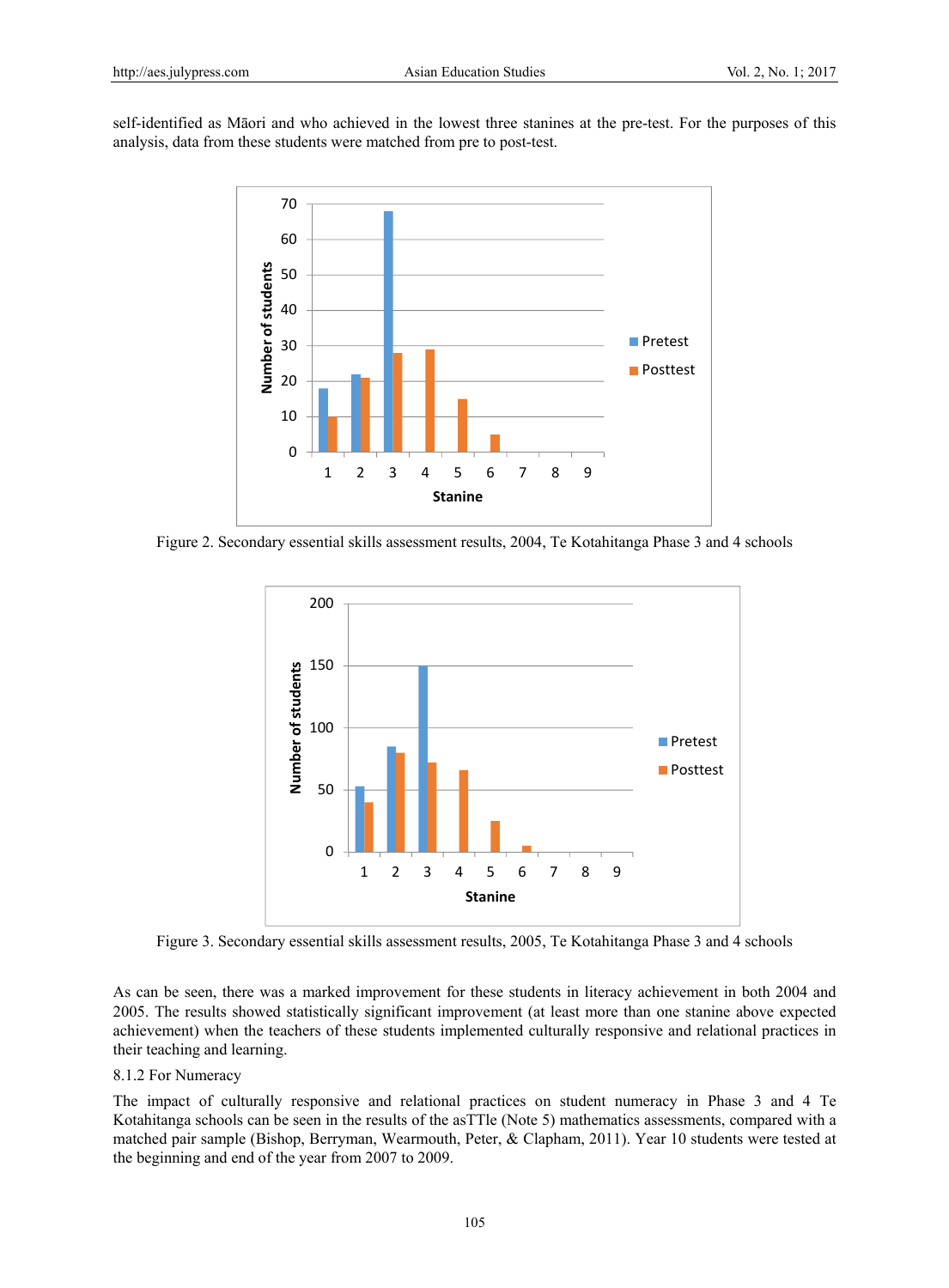self-identified as Māori and who achieved in the lowest three stanines at the pre-test. For the purposes of this analysis, data from these students were matched from pre to post-test.

Figure 2. Secondary essential skills assessment results, 2004, Te Kotahitanga Phase 3 and 4 schools

Figure 3. Secondary essential skills assessment results, 2005, Te Kotahitanga Phase 3 and 4 schools

As can be seen, there was a marked improvement for these students in literacy achievement in both 2004 and 2005. The results showed statistically significant improvement (at least more than one stanine above expected achievement) when the teachers of these students implemented culturally responsive and relational practices in their teaching and learning.

8.1.2 For Numeracy

The impact of culturally responsive and relational practices on student numeracy in Phase 3 and 4 Te Kotahitanga schools can be seen in the results of the asTTle (Note 5) mathematics assessments, compared with a matched pair sample (Bishop, Berryman, Wearmouth, Peter, & Clapham, 2011). Year 10 students were tested at the beginning and end of the year from 2007 to 2009.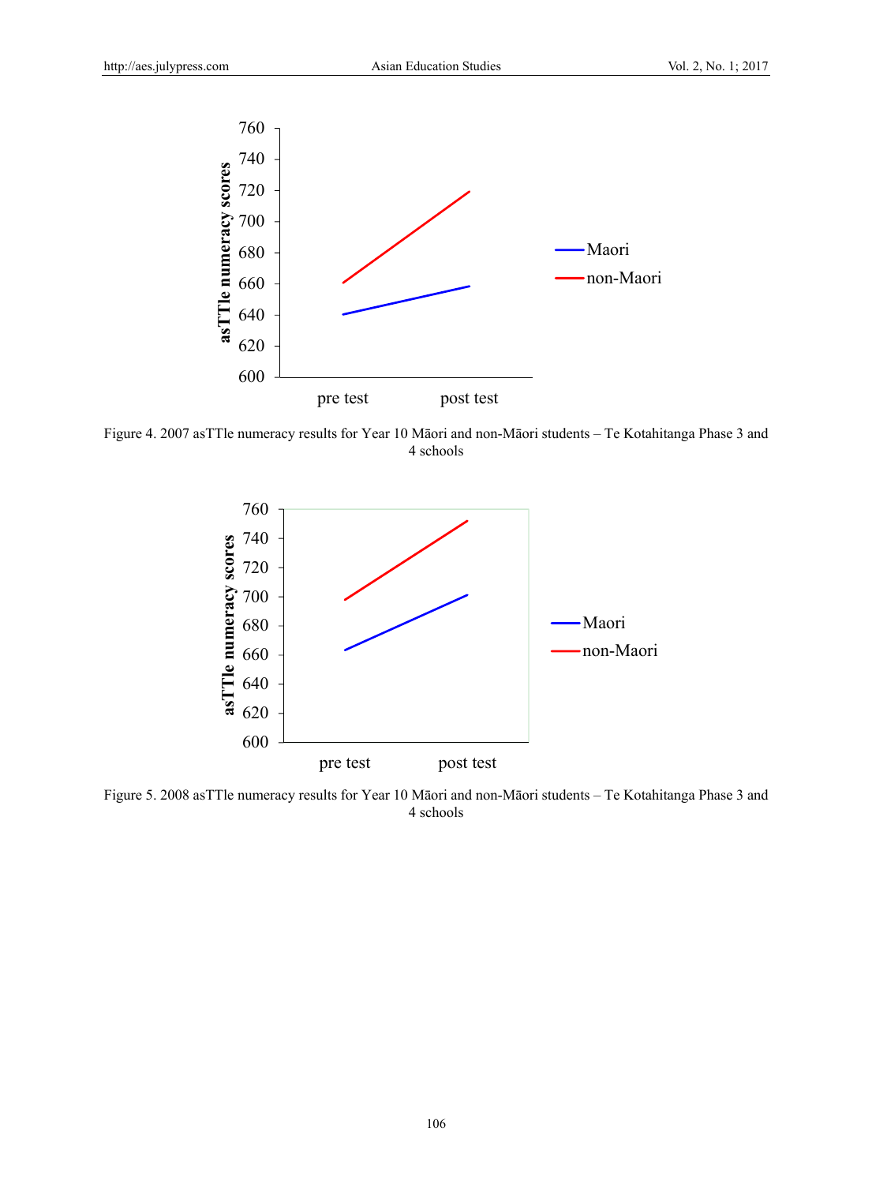Figure 4. 2007 asTTle numeracy results for Year 10 Māori and non-Māori students – Te Kotahitanga Phase 3 and 4 schools

Figure 5. 2008 asTTle numeracy results for Year 10 Māori and non-Māori students – Te Kotahitanga Phase 3 and 4 schools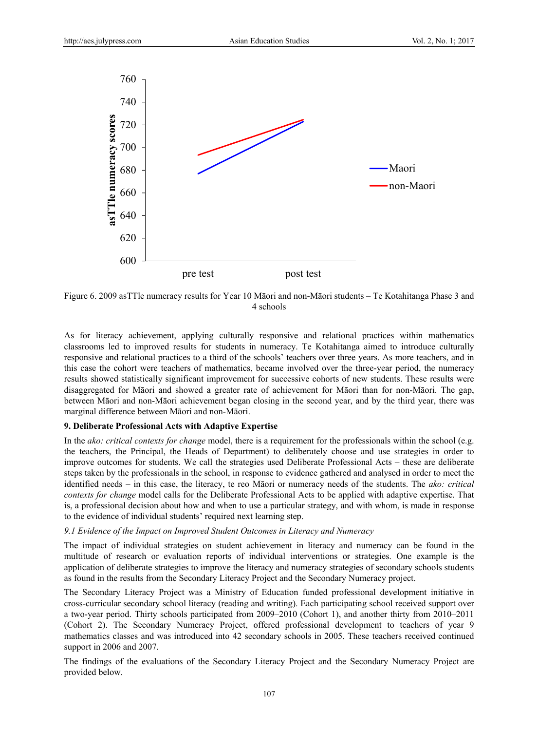Figure 6. 2009 asTTle numeracy results for Year 10 Māori and non-Māori students – Te Kotahitanga Phase 3 and 4 schools

As for literacy achievement, applying culturally responsive and relational practices within mathematics classrooms led to improved results for students in numeracy. Te Kotahitanga aimed to introduce culturally responsive and relational practices to a third of the schools' teachers over three years. As more teachers, and in this case the cohort were teachers of mathematics, became involved over the three-year period, the numeracy results showed statistically significant improvement for successive cohorts of new students. These results were disaggregated for Māori and showed a greater rate of achievement for Māori than for non-Māori. The gap, between Māori and non-Māori achievement began closing in the second year, and by the third year, there was marginal difference between Māori and non-Māori.

## 9. Deliberate Professional Acts with Adaptive Expertise

In the *ako: critical contexts for change* model, there is a requirement for the professionals within the school (e.g. the teachers, the Principal, the Heads of Department) to deliberately choose and use strategies in order to improve outcomes for students. We call the strategies used Deliberate Professional Acts – these are deliberate steps taken by the professionals in the school, in response to evidence gathered and analysed in order to meet the identified needs – in this case, the literacy, te reo Māori or numeracy needs of the students. The *ako: critical contexts for change* model calls for the Deliberate Professional Acts to be applied with adaptive expertise. That is, a professional decision about how and when to use a particular strategy, and with whom, is made in response to the evidence of individual students' required next learning step.

### *9.1 Evidence of the Impact on Improved Student Outcomes in Literacy and Numeracy*

The impact of individual strategies on student achievement in literacy and numeracy can be found in the multitude of research or evaluation reports of individual interventions or strategies. One example is the application of deliberate strategies to improve the literacy and numeracy strategies of secondary schools students as found in the results from the Secondary Literacy Project and the Secondary Numeracy project.

The Secondary Literacy Project was a Ministry of Education funded professional development initiative in cross-curricular secondary school literacy (reading and writing). Each participating school received support over a two-year period. Thirty schools participated from 2009–2010 (Cohort 1), and another thirty from 2010–2011 (Cohort 2). The Secondary Numeracy Project, offered professional development to teachers of year 9 mathematics classes and was introduced into 42 secondary schools in 2005. These teachers received continued support in 2006 and 2007.

The findings of the evaluations of the Secondary Literacy Project and the Secondary Numeracy Project are provided below.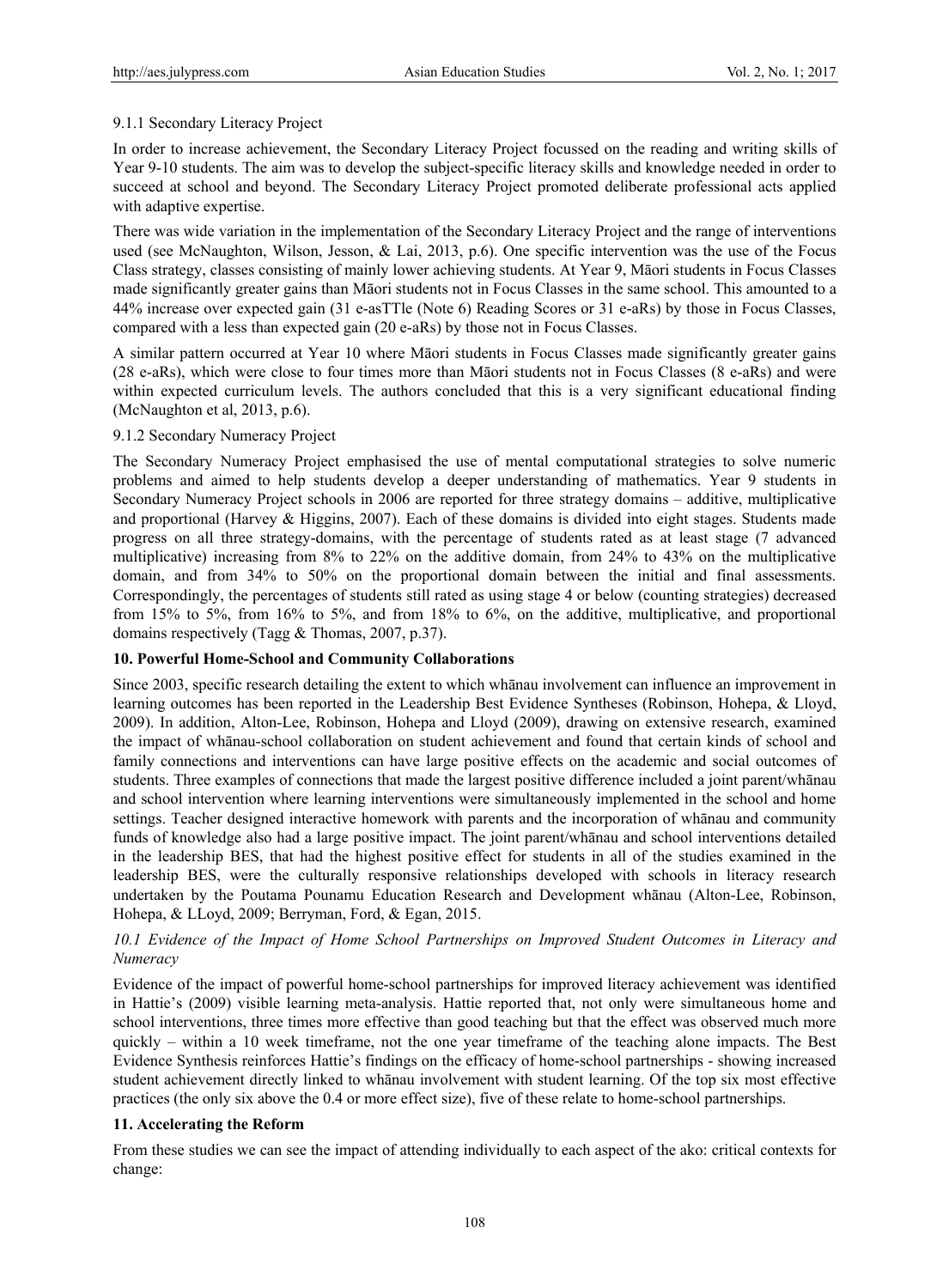9.1.1 Secondary Literacy Project

In order to increase achievement, the Secondary Literacy Project focussed on the reading and writing skills of Year 9-10 students. The aim was to develop the subject-specific literacy skills and knowledge needed in order to succeed at school and beyond. The Secondary Literacy Project promoted deliberate professional acts applied with adaptive expertise.

There was wide variation in the implementation of the Secondary Literacy Project and the range of interventions used (see McNaughton, Wilson, Jesson, & Lai, 2013, p.6). One specific intervention was the use of the Focus Class strategy, classes consisting of mainly lower achieving students. At Year 9, Māori students in Focus Classes made significantly greater gains than Māori students not in Focus Classes in the same school. This amounted to a 44% increase over expected gain (31 e-asTTle (Note 6) Reading Scores or 31 e-aRs) by those in Focus Classes, compared with a less than expected gain (20 e-aRs) by those not in Focus Classes.

A similar pattern occurred at Year 10 where Māori students in Focus Classes made significantly greater gains (28 e-aRs), which were close to four times more than Māori students not in Focus Classes (8 e-aRs) and were within expected curriculum levels. The authors concluded that this is a very significant educational finding (McNaughton et al, 2013, p.6).

9.1.2 Secondary Numeracy Project

The Secondary Numeracy Project emphasised the use of mental computational strategies to solve numeric problems and aimed to help students develop a deeper understanding of mathematics. Year 9 students in Secondary Numeracy Project schools in 2006 are reported for three strategy domains – additive, multiplicative and proportional (Harvey & Higgins, 2007). Each of these domains is divided into eight stages. Students made progress on all three strategy-domains, with the percentage of students rated as at least stage (7 advanced multiplicative) increasing from 8% to 22% on the additive domain, from 24% to 43% on the multiplicative domain, and from 34% to 50% on the proportional domain between the initial and final assessments. Correspondingly, the percentages of students still rated as using stage 4 or below (counting strategies) decreased from 15% to 5%, from 16% to 5%, and from 18% to 6%, on the additive, multiplicative, and proportional domains respectively (Tagg & Thomas, 2007, p.37).

## 10. Powerful Home-School and Community Collaborations

Since 2003, specific research detailing the extent to which whānau involvement can influence an improvement in learning outcomes has been reported in the Leadership Best Evidence Syntheses (Robinson, Hohepa, & Lloyd, 2009). In addition, Alton-Lee, Robinson, Hohepa and Lloyd (2009), drawing on extensive research, examined the impact of whānau-school collaboration on student achievement and found that certain kinds of school and family connections and interventions can have large positive effects on the academic and social outcomes of students. Three examples of connections that made the largest positive difference included a joint parent/whānau and school intervention where learning interventions were simultaneously implemented in the school and home settings. Teacher designed interactive homework with parents and the incorporation of whānau and community funds of knowledge also had a large positive impact. The joint parent/whānau and school interventions detailed in the leadership BES, that had the highest positive effect for students in all of the studies examined in the leadership BES, were the culturally responsive relationships developed with schools in literacy research undertaken by the Poutama Pounamu Education Research and Development whānau (Alton-Lee, Robinson, Hohepa, & LLoyd, 2009; Berryman, Ford, & Egan, 2015.

### *10.1 Evidence of the Impact of Home School Partnerships on Improved Student Outcomes in Literacy and Numeracy*

Evidence of the impact of powerful home-school partnerships for improved literacy achievement was identified in Hattie's (2009) visible learning meta-analysis. Hattie reported that, not only were simultaneous home and school interventions, three times more effective than good teaching but that the effect was observed much more quickly – within a 10 week timeframe, not the one year timeframe of the teaching alone impacts. The Best Evidence Synthesis reinforces Hattie's findings on the efficacy of home-school partnerships - showing increased student achievement directly linked to whānau involvement with student learning. Of the top six most effective practices (the only six above the 0.4 or more effect size), five of these relate to home-school partnerships.

## 11. Accelerating the Reform

From these studies we can see the impact of attending individually to each aspect of the ako: critical contexts for change: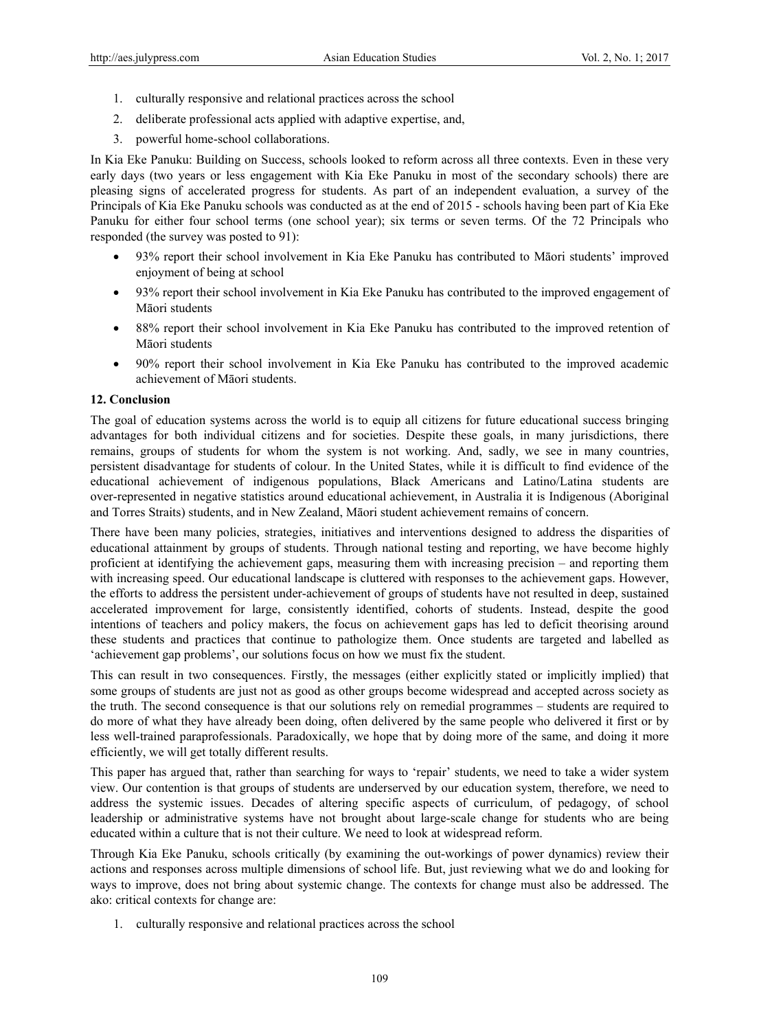1. culturally responsive and relational practices across the school
2. deliberate professional acts applied with adaptive expertise, and,
3. powerful home-school collaborations.

In Kia Eke Panuku: Building on Success, schools looked to reform across all three contexts. Even in these very early days (two years or less engagement with Kia Eke Panuku in most of the secondary schools) there are pleasing signs of accelerated progress for students. As part of an independent evaluation, a survey of the Principals of Kia Eke Panuku schools was conducted as at the end of 2015 - schools having been part of Kia Eke Panuku for either four school terms (one school year); six terms or seven terms. Of the 72 Principals who responded (the survey was posted to 91):

- 93% report their school involvement in Kia Eke Panuku has contributed to Māori students' improved enjoyment of being at school
- 93% report their school involvement in Kia Eke Panuku has contributed to the improved engagement of Māori students
- 88% report their school involvement in Kia Eke Panuku has contributed to the improved retention of Māori students
- 90% report their school involvement in Kia Eke Panuku has contributed to the improved academic achievement of Māori students.

## 12. Conclusion

The goal of education systems across the world is to equip all citizens for future educational success bringing advantages for both individual citizens and for societies. Despite these goals, in many jurisdictions, there remains, groups of students for whom the system is not working. And, sadly, we see in many countries, persistent disadvantage for students of colour. In the United States, while it is difficult to find evidence of the educational achievement of indigenous populations, Black Americans and Latino/Latina students are over-represented in negative statistics around educational achievement, in Australia it is Indigenous (Aboriginal and Torres Straits) students, and in New Zealand, Māori student achievement remains of concern.

There have been many policies, strategies, initiatives and interventions designed to address the disparities of educational attainment by groups of students. Through national testing and reporting, we have become highly proficient at identifying the achievement gaps, measuring them with increasing precision – and reporting them with increasing speed. Our educational landscape is cluttered with responses to the achievement gaps. However, the efforts to address the persistent under-achievement of groups of students have not resulted in deep, sustained accelerated improvement for large, consistently identified, cohorts of students. Instead, despite the good intentions of teachers and policy makers, the focus on achievement gaps has led to deficit theorising around these students and practices that continue to pathologize them. Once students are targeted and labelled as 'achievement gap problems', our solutions focus on how we must fix the student.

This can result in two consequences. Firstly, the messages (either explicitly stated or implicitly implied) that some groups of students are just not as good as other groups become widespread and accepted across society as the truth. The second consequence is that our solutions rely on remedial programmes – students are required to do more of what they have already been doing, often delivered by the same people who delivered it first or by less well-trained paraprofessionals. Paradoxically, we hope that by doing more of the same, and doing it more efficiently, we will get totally different results.

This paper has argued that, rather than searching for ways to 'repair' students, we need to take a wider system view. Our contention is that groups of students are underserved by our education system, therefore, we need to address the systemic issues. Decades of altering specific aspects of curriculum, of pedagogy, of school leadership or administrative systems have not brought about large-scale change for students who are being educated within a culture that is not their culture. We need to look at widespread reform.

Through Kia Eke Panuku, schools critically (by examining the out-workings of power dynamics) review their actions and responses across multiple dimensions of school life. But, just reviewing what we do and looking for ways to improve, does not bring about systemic change. The contexts for change must also be addressed. The ako: critical contexts for change are:

1. culturally responsive and relational practices across the school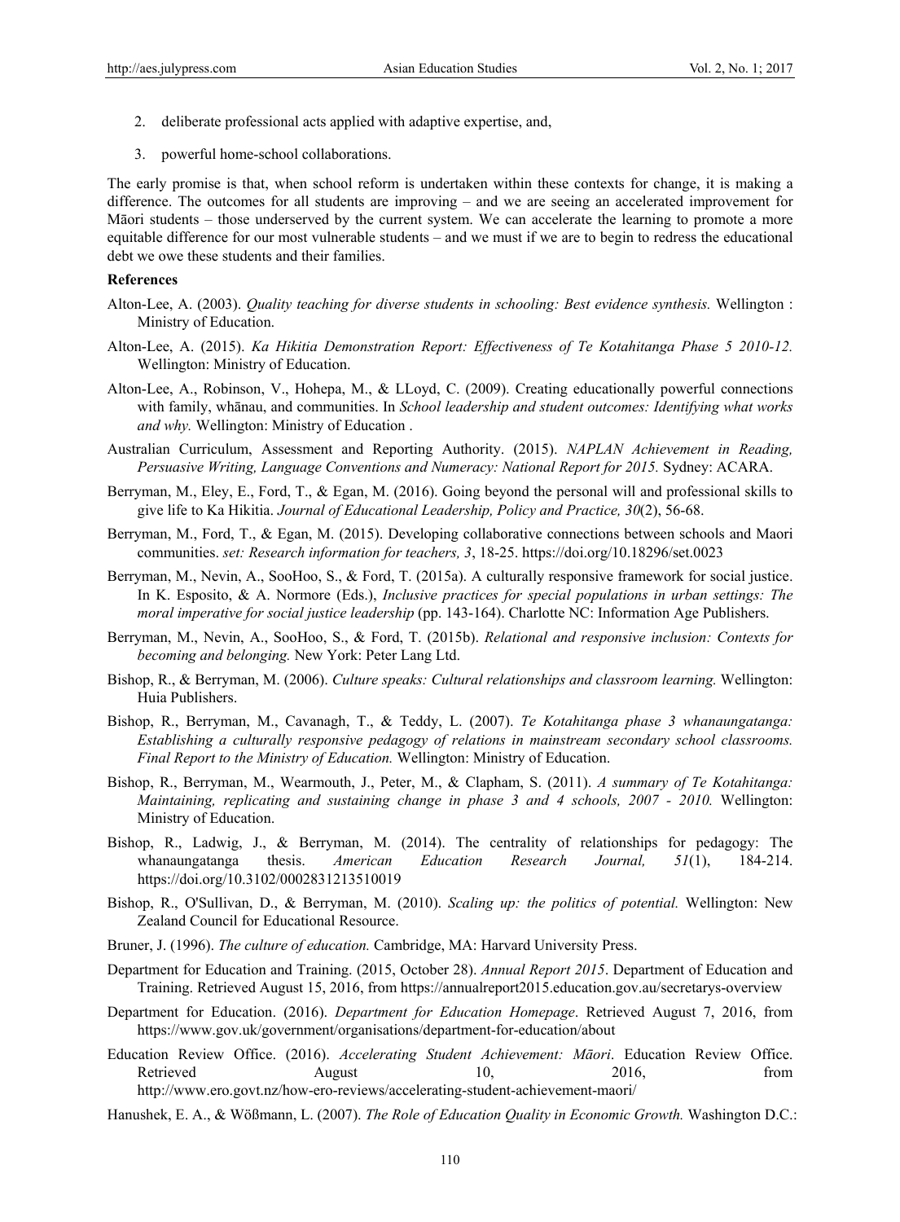2. deliberate professional acts applied with adaptive expertise, and,
3. powerful home-school collaborations.

The early promise is that, when school reform is undertaken within these contexts for change, it is making a difference. The outcomes for all students are improving – and we are seeing an accelerated improvement for Māori students – those underserved by the current system. We can accelerate the learning to promote a more equitable difference for our most vulnerable students – and we must if we are to begin to redress the educational debt we owe these students and their families.

**References**

Alton-Lee, A. (2003). *Quality teaching for diverse students in schooling: Best evidence synthesis.* Wellington : Ministry of Education.

Alton-Lee, A. (2015). *Ka Hikitia Demonstration Report: Effectiveness of Te Kotahitanga Phase 5 2010-12.* Wellington: Ministry of Education.

Alton-Lee, A., Robinson, V., Hohepa, M., & LLoyd, C. (2009). Creating educationally powerful connections with family, whānau, and communities. In *School leadership and student outcomes: Identifying what works and why.* Wellington: Ministry of Education .

Australian Curriculum, Assessment and Reporting Authority. (2015). *NAPLAN Achievement in Reading, Persuasive Writing, Language Conventions and Numeracy: National Report for 2015.* Sydney: ACARA.

Berryman, M., Eley, E., Ford, T., & Egan, M. (2016). Going beyond the personal will and professional skills to give life to Ka Hikitia. *Journal of Educational Leadership, Policy and Practice, 30*(2), 56-68.

Berryman, M., Ford, T., & Egan, M. (2015). Developing collaborative connections between schools and Maori communities. *set: Research information for teachers, 3*, 18-25. https://doi.org/10.18296/set.0023

Berryman, M., Nevin, A., SooHoo, S., & Ford, T. (2015a). A culturally responsive framework for social justice. In K. Esposito, & A. Normore (Eds.), *Inclusive practices for special populations in urban settings: The moral imperative for social justice leadership* (pp. 143-164). Charlotte NC: Information Age Publishers.

Berryman, M., Nevin, A., SooHoo, S., & Ford, T. (2015b). *Relational and responsive inclusion: Contexts for becoming and belonging.* New York: Peter Lang Ltd.

Bishop, R., & Berryman, M. (2006). *Culture speaks: Cultural relationships and classroom learning.* Wellington: Huia Publishers.

Bishop, R., Berryman, M., Cavanagh, T., & Teddy, L. (2007). *Te Kotahitanga phase 3 whanaungatanga: Establishing a culturally responsive pedagogy of relations in mainstream secondary school classrooms. Final Report to the Ministry of Education.* Wellington: Ministry of Education.

Bishop, R., Berryman, M., Wearmouth, J., Peter, M., & Clapham, S. (2011). *A summary of Te Kotahitanga: Maintaining, replicating and sustaining change in phase 3 and 4 schools, 2007 - 2010.* Wellington: Ministry of Education.

Bishop, R., Ladwig, J., & Berryman, M. (2014). The centrality of relationships for pedagogy: The whanaungatanga thesis. *American Education Research Journal, 51*(1), 184-214. https://doi.org/10.3102/0002831213510019

Bishop, R., O'Sullivan, D., & Berryman, M. (2010). *Scaling up: the politics of potential.* Wellington: New Zealand Council for Educational Resource.

Bruner, J. (1996). *The culture of education.* Cambridge, MA: Harvard University Press.

Department for Education and Training. (2015, October 28). *Annual Report 2015*. Department of Education and Training. Retrieved August 15, 2016, from https://annualreport2015.education.gov.au/secretarys-overview

Department for Education. (2016). *Department for Education Homepage*. Retrieved August 7, 2016, from https://www.gov.uk/government/organisations/department-for-education/about

Education Review Office. (2016). *Accelerating Student Achievement: Māori*. Education Review Office. Retrieved August 10, 2016, from http://www.ero.govt.nz/how-ero-reviews/accelerating-student-achievement-maori/

Hanushek, E. A., & Wößmann, L. (2007). *The Role of Education Quality in Economic Growth.* Washington D.C.: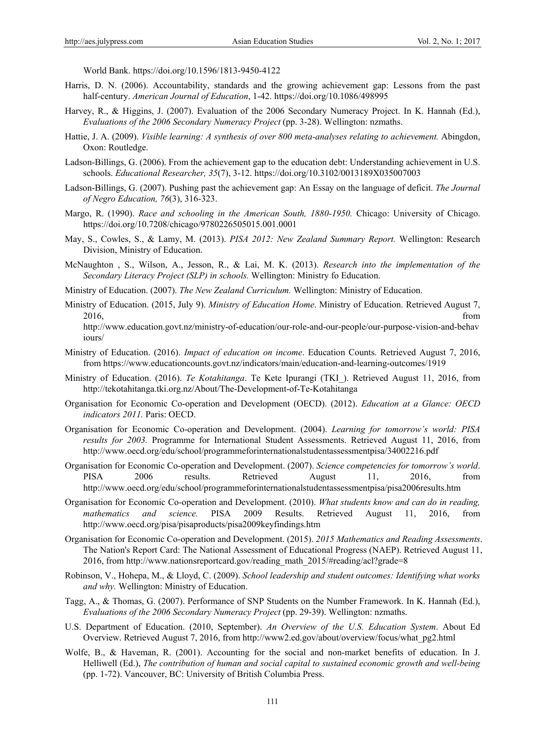World Bank. https://doi.org/10.1596/1813-9450-4122

Harris, D. N. (2006). Accountability, standards and the growing achievement gap: Lessons from the past half-century. *American Journal of Education*, 1-42. https://doi.org/10.1086/498995

Harvey, R., & Higgins, J. (2007). Evaluation of the 2006 Secondary Numeracy Project. In K. Hannah (Ed.), *Evaluations of the 2006 Secondary Numeracy Project* (pp. 3-28). Wellington: nzmaths.

Hattie, J. A. (2009). *Visible learning: A synthesis of over 800 meta-analyses relating to achievement.* Abingdon, Oxon: Routledge.

Ladson-Billings, G. (2006). From the achievement gap to the education debt: Understanding achievement in U.S. schools. *Educational Researcher, 35*(7), 3-12. https://doi.org/10.3102/0013189X035007003

Ladson-Billings, G. (2007). Pushing past the achievement gap: An Essay on the language of deficit. *The Journal of Negro Education, 76*(3), 316-323.

Margo, R. (1990). *Race and schooling in the American South, 1880-1950.* Chicago: University of Chicago. https://doi.org/10.7208/chicago/9780226505015.001.0001

May, S., Cowles, S., & Lamy, M. (2013). *PISA 2012: New Zealand Summary Report.* Wellington: Research Division, Ministry of Education.

McNaughton , S., Wilson, A., Jesson, R., & Lai, M. K. (2013). *Research into the implementation of the Secondary Literacy Project (SLP) in schools.* Wellington: Ministry fo Education.

Ministry of Education. (2007). *The New Zealand Curriculum.* Wellington: Ministry of Education.

Ministry of Education. (2015, July 9). *Ministry of Education Home*. Ministry of Education. Retrieved August 7, 2016, from http://www.education.govt.nz/ministry-of-education/our-role-and-our-people/our-purpose-vision-and-behaviours/

Ministry of Education. (2016). *Impact of education on income*. Education Counts. Retrieved August 7, 2016, from https://www.educationcounts.govt.nz/indicators/main/education-and-learning-outcomes/1919

Ministry of Education. (2016). *Te Kotahitanga*. Te Kete Ipurangi (TKI_). Retrieved August 11, 2016, from http://tekotahitanga.tki.org.nz/About/The-Development-of-Te-Kotahitanga

Organisation for Economic Co-operation and Development (OECD). (2012). *Education at a Glance: OECD indicators 2011.* Paris: OECD.

Organisation for Economic Co-operation and Development. (2004). *Learning for tomorrow's world: PISA results for 2003.* Programme for International Student Assessments. Retrieved August 11, 2016, from http://www.oecd.org/edu/school/programmeforinternationalstudentassessmentpisa/34002216.pdf

Organisation for Economic Co-operation and Development. (2007). *Science competencies for tomorrow's world*. PISA 2006 results. Retrieved August 11, 2016, from http://www.oecd.org/edu/school/programmeforinternationalstudentassessmentpisa/pisa2006results.htm

Organisation for Economic Co-operation and Development. (2010). *What students know and can do in reading, mathematics and science.* PISA 2009 Results. Retrieved August 11, 2016, from http://www.oecd.org/pisa/pisaproducts/pisa2009keyfindings.htm

Organisation for Economic Co-operation and Development. (2015). *2015 Mathematics and Reading Assessments*. The Nation's Report Card: The National Assessment of Educational Progress (NAEP). Retrieved August 11, 2016, from http://www.nationsreportcard.gov/reading_math_2015/#reading/acl?grade=8

Robinson, V., Hohepa, M., & Lloyd, C. (2009). *School leadership and student outcomes: Identifying what works and why.* Wellington: Ministry of Education.

Tagg, A., & Thomas, G. (2007). Performance of SNP Students on the Number Framework. In K. Hannah (Ed.), *Evaluations of the 2006 Secondary Numeracy Project* (pp. 29-39). Wellington: nzmaths.

U.S. Department of Education. (2010, September). *An Overview of the U.S. Education System*. About Ed Overview. Retrieved August 7, 2016, from http://www2.ed.gov/about/overview/focus/what_pg2.html

Wolfe, B., & Haveman, R. (2001). Accounting for the social and non-market benefits of education. In J. Helliwell (Ed.), *The contribution of human and social capital to sustained economic growth and well-being* (pp. 1-72). Vancouver, BC: University of British Columbia Press.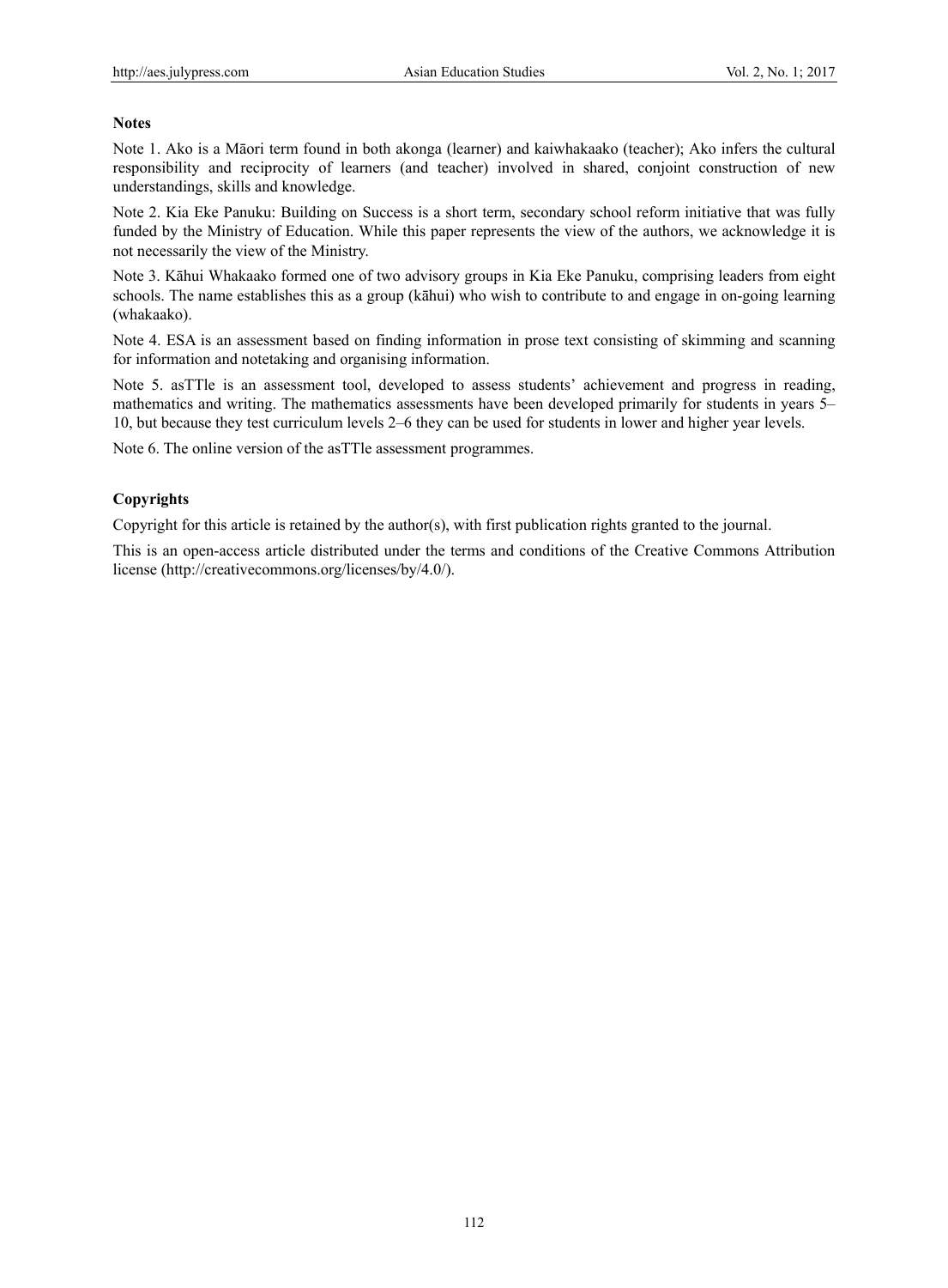## Notes

Note 1. Ako is a Māori term found in both akonga (learner) and kaiwhakaako (teacher); Ako infers the cultural responsibility and reciprocity of learners (and teacher) involved in shared, conjoint construction of new understandings, skills and knowledge.

Note 2. Kia Eke Panuku: Building on Success is a short term, secondary school reform initiative that was fully funded by the Ministry of Education. While this paper represents the view of the authors, we acknowledge it is not necessarily the view of the Ministry.

Note 3. Kāhui Whakaako formed one of two advisory groups in Kia Eke Panuku, comprising leaders from eight schools. The name establishes this as a group (kāhui) who wish to contribute to and engage in on-going learning (whakaako).

Note 4. ESA is an assessment based on finding information in prose text consisting of skimming and scanning for information and notetaking and organising information.

Note 5. asTTle is an assessment tool, developed to assess students' achievement and progress in reading, mathematics and writing. The mathematics assessments have been developed primarily for students in years 5–10, but because they test curriculum levels 2–6 they can be used for students in lower and higher year levels.

Note 6. The online version of the asTTle assessment programmes.

## Copyrights

Copyright for this article is retained by the author(s), with first publication rights granted to the journal.

This is an open-access article distributed under the terms and conditions of the Creative Commons Attribution license (http://creativecommons.org/licenses/by/4.0/).